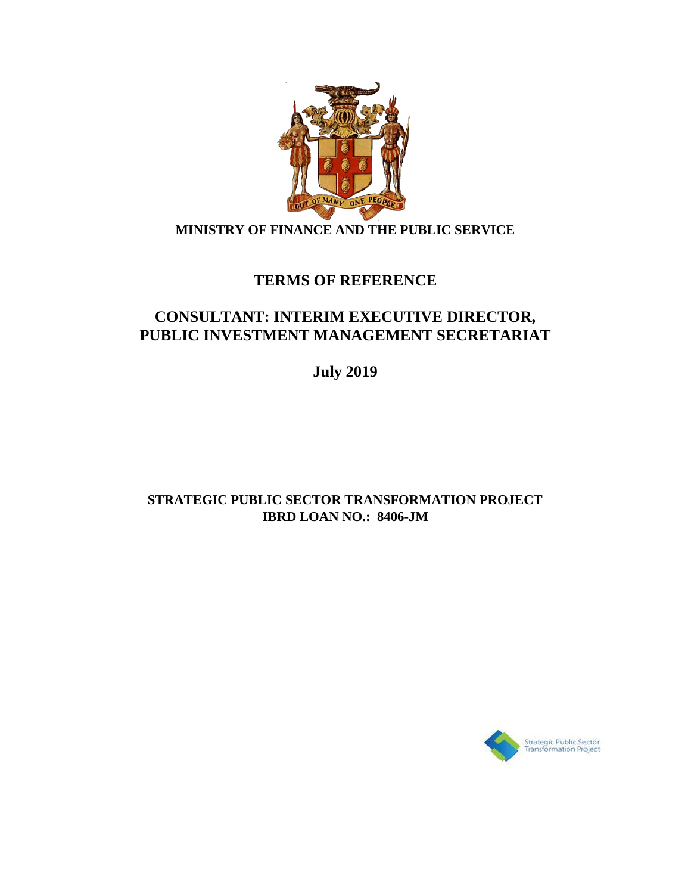**MINISTRY OF FINANCE AND THE PUBLIC SERVICE**

# TERMS OF REFERENCE

## CONSULTANT: INTERIM EXECUTIVE DIRECTOR, PUBLIC INVESTMENT MANAGEMENT SECRETARIAT

**July 2019**

**STRATEGIC PUBLIC SECTOR TRANSFORMATION PROJECT**
**IBRD LOAN NO.: 8406-JM**

Strategic Public Sector Transformation Project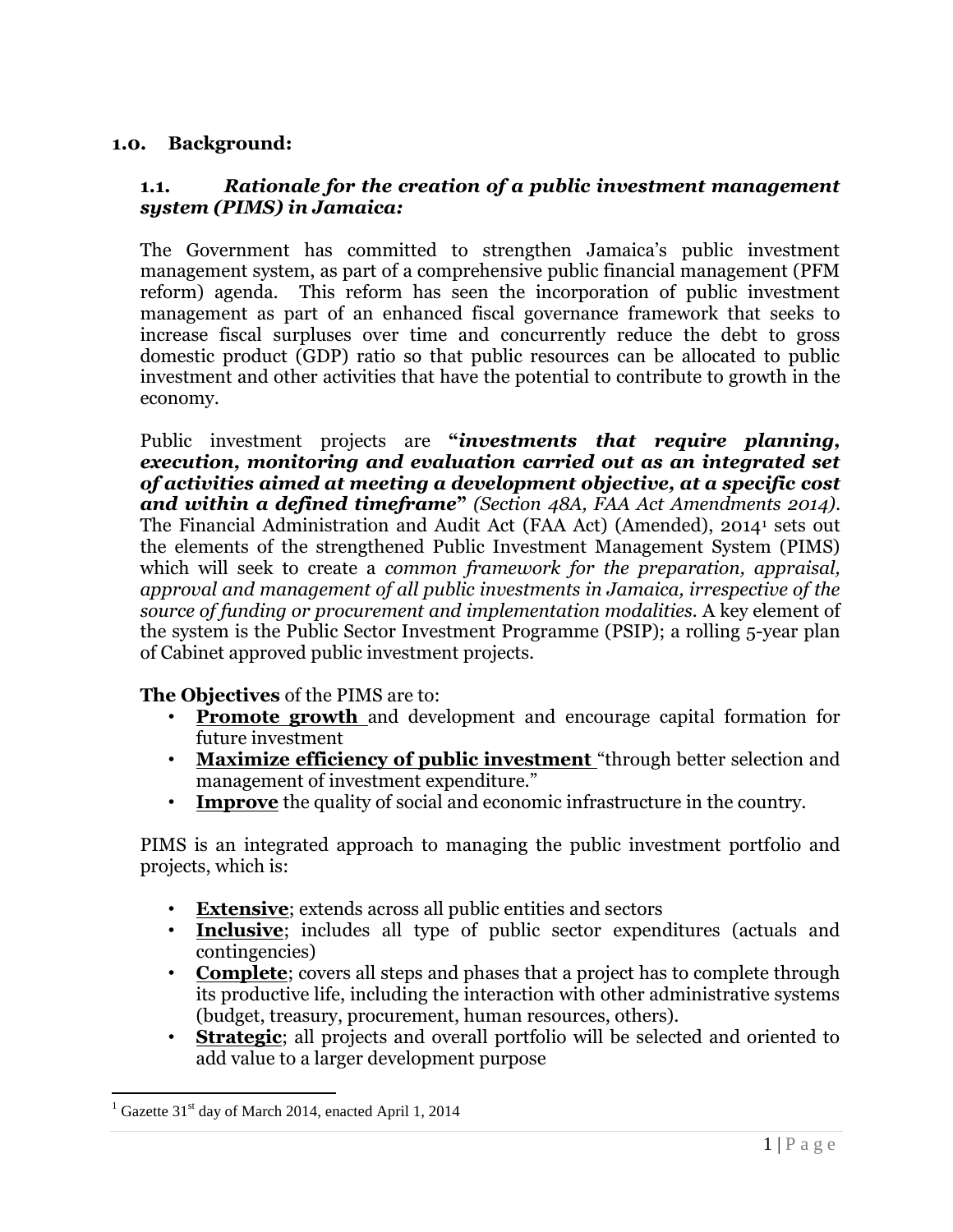## 1.0. Background:

### 1.1. *Rationale for the creation of a public investment management system (PIMS) in Jamaica:*

The Government has committed to strengthen Jamaica's public investment management system, as part of a comprehensive public financial management (PFM reform) agenda. This reform has seen the incorporation of public investment management as part of an enhanced fiscal governance framework that seeks to increase fiscal surpluses over time and concurrently reduce the debt to gross domestic product (GDP) ratio so that public resources can be allocated to public investment and other activities that have the potential to contribute to growth in the economy.

Public investment projects are **"*investments that require planning, execution, monitoring and evaluation carried out as an integrated set of activities aimed at meeting a development objective, at a specific cost and within a defined timeframe*"** *(Section 48A, FAA Act Amendments 2014)*. The Financial Administration and Audit Act (FAA Act) (Amended), 2014[1] sets out the elements of the strengthened Public Investment Management System (PIMS) which will seek to create a *common framework for the preparation, appraisal, approval and management of all public investments in Jamaica, irrespective of the source of funding or procurement and implementation modalities.* A key element of the system is the Public Sector Investment Programme (PSIP); a rolling 5-year plan of Cabinet approved public investment projects.

**The Objectives** of the PIMS are to:

- **Promote growth** and development and encourage capital formation for future investment
- **Maximize efficiency of public investment** "through better selection and management of investment expenditure."
- **Improve** the quality of social and economic infrastructure in the country.

PIMS is an integrated approach to managing the public investment portfolio and projects, which is:

- **Extensive**; extends across all public entities and sectors
- **Inclusive**; includes all type of public sector expenditures (actuals and contingencies)
- **Complete**; covers all steps and phases that a project has to complete through its productive life, including the interaction with other administrative systems (budget, treasury, procurement, human resources, others).
- **Strategic**; all projects and overall portfolio will be selected and oriented to add value to a larger development purpose

---

[1] Gazette 31st day of March 2014, enacted April 1, 2014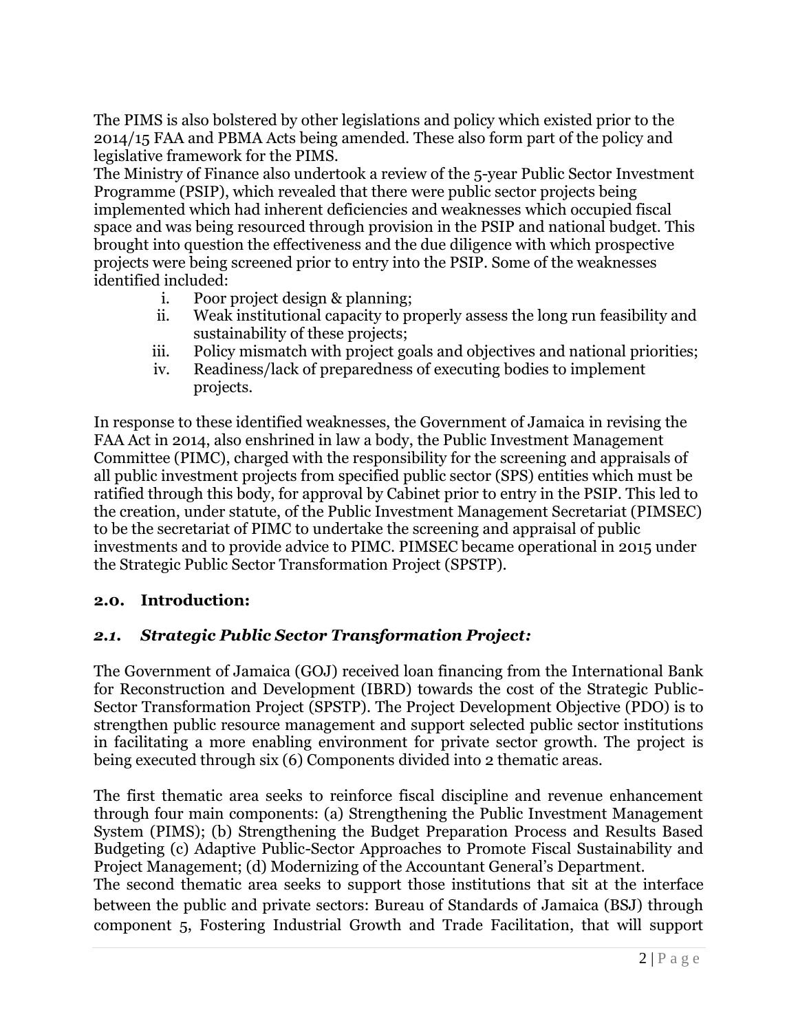The PIMS is also bolstered by other legislations and policy which existed prior to the 2014/15 FAA and PBMA Acts being amended. These also form part of the policy and legislative framework for the PIMS.

The Ministry of Finance also undertook a review of the 5-year Public Sector Investment Programme (PSIP), which revealed that there were public sector projects being implemented which had inherent deficiencies and weaknesses which occupied fiscal space and was being resourced through provision in the PSIP and national budget. This brought into question the effectiveness and the due diligence with which prospective projects were being screened prior to entry into the PSIP. Some of the weaknesses identified included:

- i. Poor project design & planning;
- ii. Weak institutional capacity to properly assess the long run feasibility and sustainability of these projects;
- iii. Policy mismatch with project goals and objectives and national priorities;
- iv. Readiness/lack of preparedness of executing bodies to implement projects.

In response to these identified weaknesses, the Government of Jamaica in revising the FAA Act in 2014, also enshrined in law a body, the Public Investment Management Committee (PIMC), charged with the responsibility for the screening and appraisals of all public investment projects from specified public sector (SPS) entities which must be ratified through this body, for approval by Cabinet prior to entry in the PSIP. This led to the creation, under statute, of the Public Investment Management Secretariat (PIMSEC) to be the secretariat of PIMC to undertake the screening and appraisal of public investments and to provide advice to PIMC. PIMSEC became operational in 2015 under the Strategic Public Sector Transformation Project (SPSTP).

## 2.0. Introduction:

### *2.1. Strategic Public Sector Transformation Project:*

The Government of Jamaica (GOJ) received loan financing from the International Bank for Reconstruction and Development (IBRD) towards the cost of the Strategic Public-Sector Transformation Project (SPSTP). The Project Development Objective (PDO) is to strengthen public resource management and support selected public sector institutions in facilitating a more enabling environment for private sector growth. The project is being executed through six (6) Components divided into 2 thematic areas.

The first thematic area seeks to reinforce fiscal discipline and revenue enhancement through four main components: (a) Strengthening the Public Investment Management System (PIMS); (b) Strengthening the Budget Preparation Process and Results Based Budgeting (c) Adaptive Public-Sector Approaches to Promote Fiscal Sustainability and Project Management; (d) Modernizing of the Accountant General's Department.

The second thematic area seeks to support those institutions that sit at the interface between the public and private sectors: Bureau of Standards of Jamaica (BSJ) through component 5, Fostering Industrial Growth and Trade Facilitation, that will support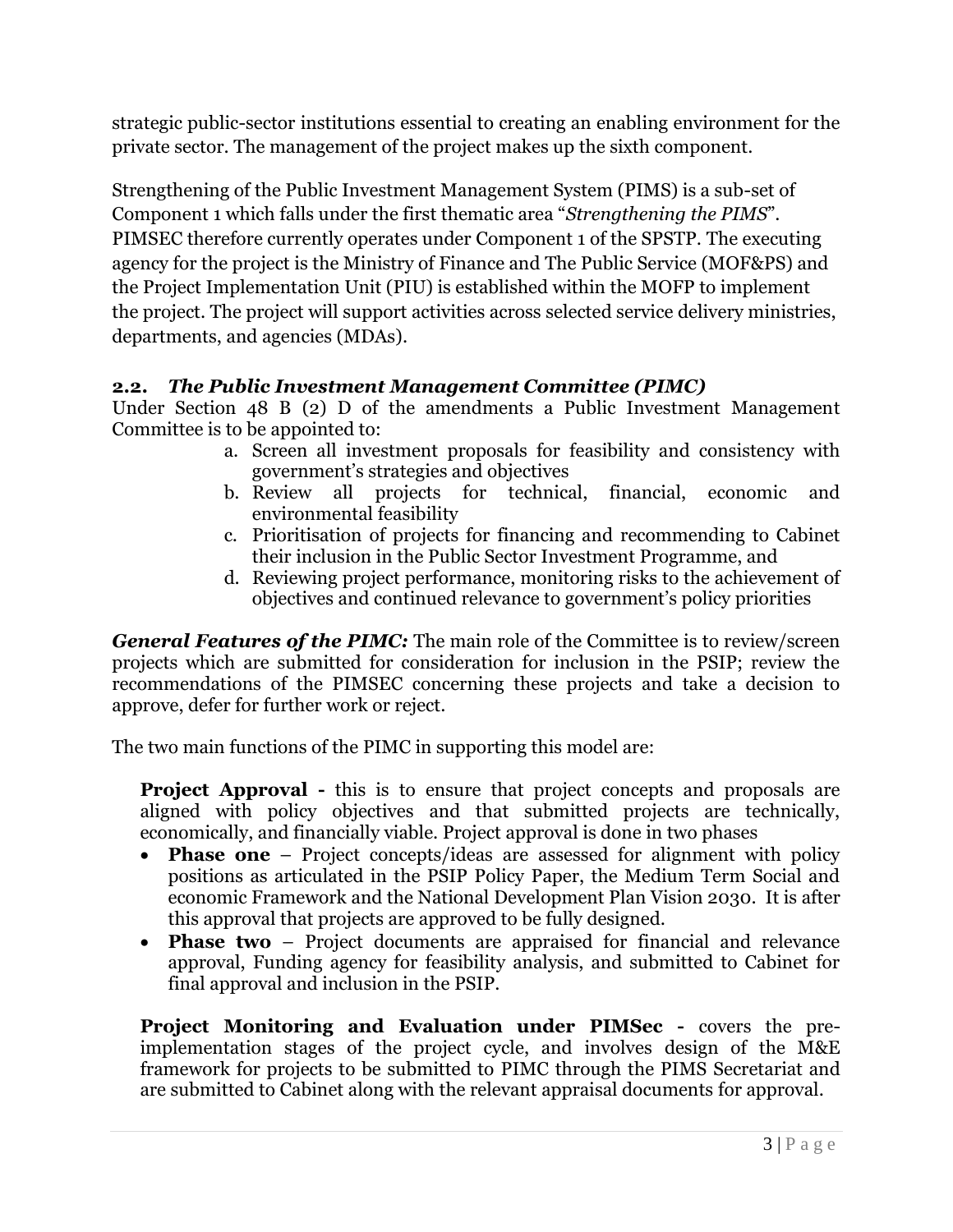strategic public-sector institutions essential to creating an enabling environment for the private sector. The management of the project makes up the sixth component.

Strengthening of the Public Investment Management System (PIMS) is a sub-set of Component 1 which falls under the first thematic area "*Strengthening the PIMS*". PIMSEC therefore currently operates under Component 1 of the SPSTP. The executing agency for the project is the Ministry of Finance and The Public Service (MOF&PS) and the Project Implementation Unit (PIU) is established within the MOFP to implement the project. The project will support activities across selected service delivery ministries, departments, and agencies (MDAs).

### 2.2. *The Public Investment Management Committee (PIMC)*

Under Section 48 B (2) D of the amendments a Public Investment Management Committee is to be appointed to:

a. Screen all investment proposals for feasibility and consistency with government's strategies and objectives
b. Review all projects for technical, financial, economic and environmental feasibility
c. Prioritisation of projects for financing and recommending to Cabinet their inclusion in the Public Sector Investment Programme, and
d. Reviewing project performance, monitoring risks to the achievement of objectives and continued relevance to government's policy priorities

***General Features of the PIMC:*** The main role of the Committee is to review/screen projects which are submitted for consideration for inclusion in the PSIP; review the recommendations of the PIMSEC concerning these projects and take a decision to approve, defer for further work or reject.

The two main functions of the PIMC in supporting this model are:

**Project Approval -** this is to ensure that project concepts and proposals are aligned with policy objectives and that submitted projects are technically, economically, and financially viable. Project approval is done in two phases

- **Phase one** – Project concepts/ideas are assessed for alignment with policy positions as articulated in the PSIP Policy Paper, the Medium Term Social and economic Framework and the National Development Plan Vision 2030. It is after this approval that projects are approved to be fully designed.
- **Phase two** – Project documents are appraised for financial and relevance approval, Funding agency for feasibility analysis, and submitted to Cabinet for final approval and inclusion in the PSIP.

**Project Monitoring and Evaluation under PIMSec -** covers the pre-implementation stages of the project cycle, and involves design of the M&E framework for projects to be submitted to PIMC through the PIMS Secretariat and are submitted to Cabinet along with the relevant appraisal documents for approval.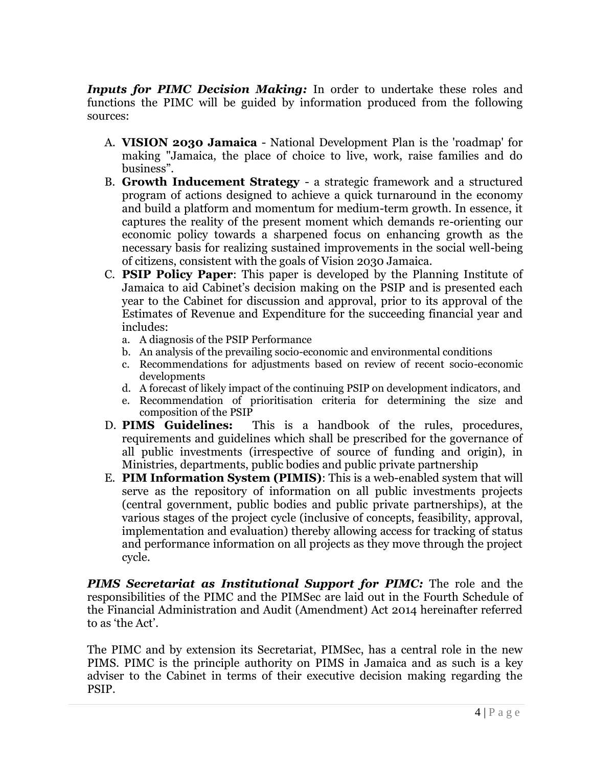***Inputs for PIMC Decision Making:*** In order to undertake these roles and functions the PIMC will be guided by information produced from the following sources:

A. **VISION 2030 Jamaica** - National Development Plan is the 'roadmap' for making "Jamaica, the place of choice to live, work, raise families and do business".
B. **Growth Inducement Strategy** - a strategic framework and a structured program of actions designed to achieve a quick turnaround in the economy and build a platform and momentum for medium-term growth. In essence, it captures the reality of the present moment which demands re-orienting our economic policy towards a sharpened focus on enhancing growth as the necessary basis for realizing sustained improvements in the social well-being of citizens, consistent with the goals of Vision 2030 Jamaica.
C. **PSIP Policy Paper**: This paper is developed by the Planning Institute of Jamaica to aid Cabinet's decision making on the PSIP and is presented each year to the Cabinet for discussion and approval, prior to its approval of the Estimates of Revenue and Expenditure for the succeeding financial year and includes:
   a. A diagnosis of the PSIP Performance
   b. An analysis of the prevailing socio-economic and environmental conditions
   c. Recommendations for adjustments based on review of recent socio-economic developments
   d. A forecast of likely impact of the continuing PSIP on development indicators, and
   e. Recommendation of prioritisation criteria for determining the size and composition of the PSIP
D. **PIMS Guidelines:** This is a handbook of the rules, procedures, requirements and guidelines which shall be prescribed for the governance of all public investments (irrespective of source of funding and origin), in Ministries, departments, public bodies and public private partnership
E. **PIM Information System (PIMIS)**: This is a web-enabled system that will serve as the repository of information on all public investments projects (central government, public bodies and public private partnerships), at the various stages of the project cycle (inclusive of concepts, feasibility, approval, implementation and evaluation) thereby allowing access for tracking of status and performance information on all projects as they move through the project cycle.

***PIMS Secretariat as Institutional Support for PIMC:*** The role and the responsibilities of the PIMC and the PIMSec are laid out in the Fourth Schedule of the Financial Administration and Audit (Amendment) Act 2014 hereinafter referred to as 'the Act'.

The PIMC and by extension its Secretariat, PIMSec, has a central role in the new PIMS. PIMC is the principle authority on PIMS in Jamaica and as such is a key adviser to the Cabinet in terms of their executive decision making regarding the PSIP.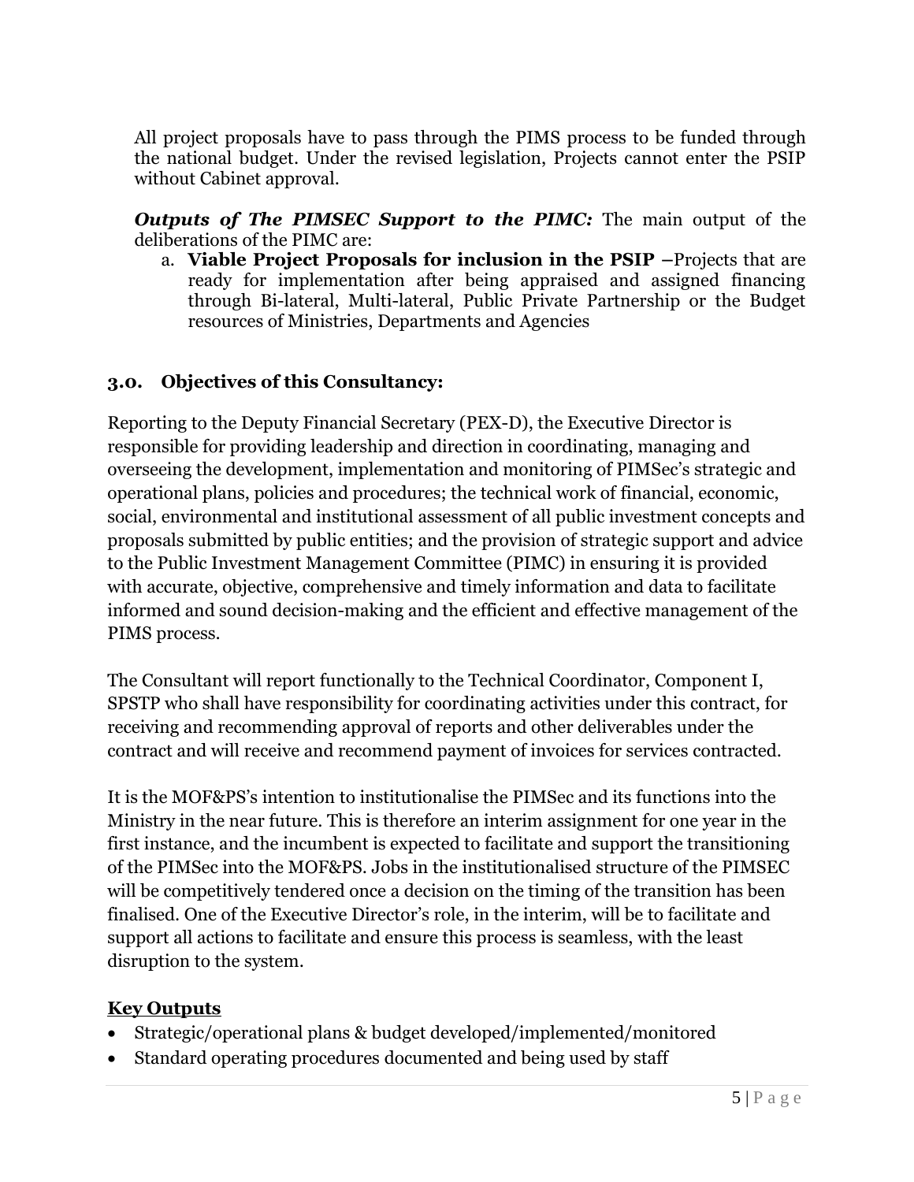All project proposals have to pass through the PIMS process to be funded through the national budget. Under the revised legislation, Projects cannot enter the PSIP without Cabinet approval.

***Outputs of The PIMSEC Support to the PIMC:*** The main output of the deliberations of the PIMC are:

a. **Viable Project Proposals for inclusion in the PSIP** –Projects that are ready for implementation after being appraised and assigned financing through Bi-lateral, Multi-lateral, Public Private Partnership or the Budget resources of Ministries, Departments and Agencies

### 3.0. Objectives of this Consultancy:

Reporting to the Deputy Financial Secretary (PEX-D), the Executive Director is responsible for providing leadership and direction in coordinating, managing and overseeing the development, implementation and monitoring of PIMSec's strategic and operational plans, policies and procedures; the technical work of financial, economic, social, environmental and institutional assessment of all public investment concepts and proposals submitted by public entities; and the provision of strategic support and advice to the Public Investment Management Committee (PIMC) in ensuring it is provided with accurate, objective, comprehensive and timely information and data to facilitate informed and sound decision-making and the efficient and effective management of the PIMS process.

The Consultant will report functionally to the Technical Coordinator, Component I, SPSTP who shall have responsibility for coordinating activities under this contract, for receiving and recommending approval of reports and other deliverables under the contract and will receive and recommend payment of invoices for services contracted.

It is the MOF&PS's intention to institutionalise the PIMSec and its functions into the Ministry in the near future. This is therefore an interim assignment for one year in the first instance, and the incumbent is expected to facilitate and support the transitioning of the PIMSec into the MOF&PS. Jobs in the institutionalised structure of the PIMSEC will be competitively tendered once a decision on the timing of the transition has been finalised. One of the Executive Director's role, in the interim, will be to facilitate and support all actions to facilitate and ensure this process is seamless, with the least disruption to the system.

**Key Outputs**

- Strategic/operational plans & budget developed/implemented/monitored
- Standard operating procedures documented and being used by staff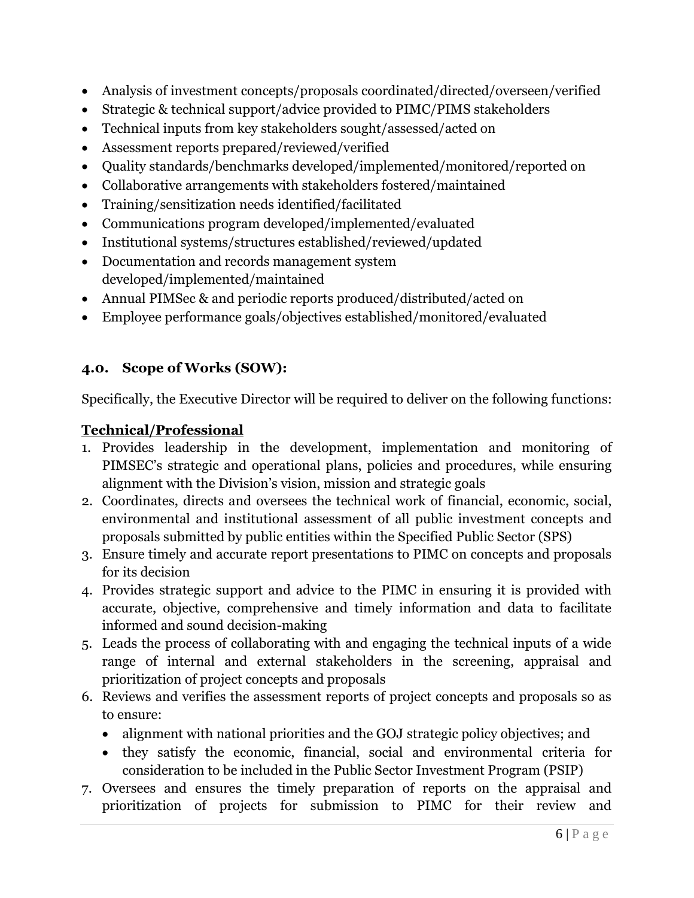- Analysis of investment concepts/proposals coordinated/directed/overseen/verified
- Strategic & technical support/advice provided to PIMC/PIMS stakeholders
- Technical inputs from key stakeholders sought/assessed/acted on
- Assessment reports prepared/reviewed/verified
- Quality standards/benchmarks developed/implemented/monitored/reported on
- Collaborative arrangements with stakeholders fostered/maintained
- Training/sensitization needs identified/facilitated
- Communications program developed/implemented/evaluated
- Institutional systems/structures established/reviewed/updated
- Documentation and records management system developed/implemented/maintained
- Annual PIMSec & and periodic reports produced/distributed/acted on
- Employee performance goals/objectives established/monitored/evaluated

## 4.0. Scope of Works (SOW):

Specifically, the Executive Director will be required to deliver on the following functions:

**Technical/Professional**

1. Provides leadership in the development, implementation and monitoring of PIMSEC's strategic and operational plans, policies and procedures, while ensuring alignment with the Division's vision, mission and strategic goals
2. Coordinates, directs and oversees the technical work of financial, economic, social, environmental and institutional assessment of all public investment concepts and proposals submitted by public entities within the Specified Public Sector (SPS)
3. Ensure timely and accurate report presentations to PIMC on concepts and proposals for its decision
4. Provides strategic support and advice to the PIMC in ensuring it is provided with accurate, objective, comprehensive and timely information and data to facilitate informed and sound decision-making
5. Leads the process of collaborating with and engaging the technical inputs of a wide range of internal and external stakeholders in the screening, appraisal and prioritization of project concepts and proposals
6. Reviews and verifies the assessment reports of project concepts and proposals so as to ensure:
   - alignment with national priorities and the GOJ strategic policy objectives; and
   - they satisfy the economic, financial, social and environmental criteria for consideration to be included in the Public Sector Investment Program (PSIP)
7. Oversees and ensures the timely preparation of reports on the appraisal and prioritization of projects for submission to PIMC for their review and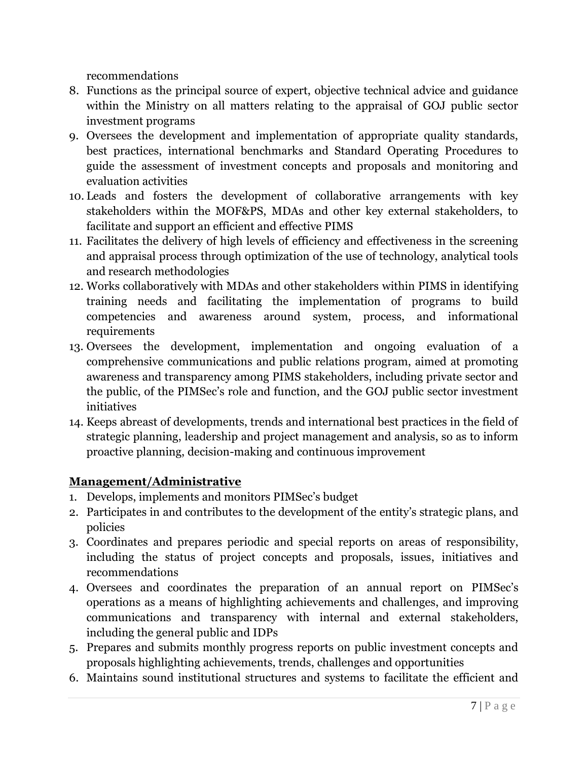recommendations

8. Functions as the principal source of expert, objective technical advice and guidance within the Ministry on all matters relating to the appraisal of GOJ public sector investment programs
9. Oversees the development and implementation of appropriate quality standards, best practices, international benchmarks and Standard Operating Procedures to guide the assessment of investment concepts and proposals and monitoring and evaluation activities
10. Leads and fosters the development of collaborative arrangements with key stakeholders within the MOF&PS, MDAs and other key external stakeholders, to facilitate and support an efficient and effective PIMS
11. Facilitates the delivery of high levels of efficiency and effectiveness in the screening and appraisal process through optimization of the use of technology, analytical tools and research methodologies
12. Works collaboratively with MDAs and other stakeholders within PIMS in identifying training needs and facilitating the implementation of programs to build competencies and awareness around system, process, and informational requirements
13. Oversees the development, implementation and ongoing evaluation of a comprehensive communications and public relations program, aimed at promoting awareness and transparency among PIMS stakeholders, including private sector and the public, of the PIMSec's role and function, and the GOJ public sector investment initiatives
14. Keeps abreast of developments, trends and international best practices in the field of strategic planning, leadership and project management and analysis, so as to inform proactive planning, decision-making and continuous improvement

**Management/Administrative**

1. Develops, implements and monitors PIMSec's budget
2. Participates in and contributes to the development of the entity's strategic plans, and policies
3. Coordinates and prepares periodic and special reports on areas of responsibility, including the status of project concepts and proposals, issues, initiatives and recommendations
4. Oversees and coordinates the preparation of an annual report on PIMSec's operations as a means of highlighting achievements and challenges, and improving communications and transparency with internal and external stakeholders, including the general public and IDPs
5. Prepares and submits monthly progress reports on public investment concepts and proposals highlighting achievements, trends, challenges and opportunities
6. Maintains sound institutional structures and systems to facilitate the efficient and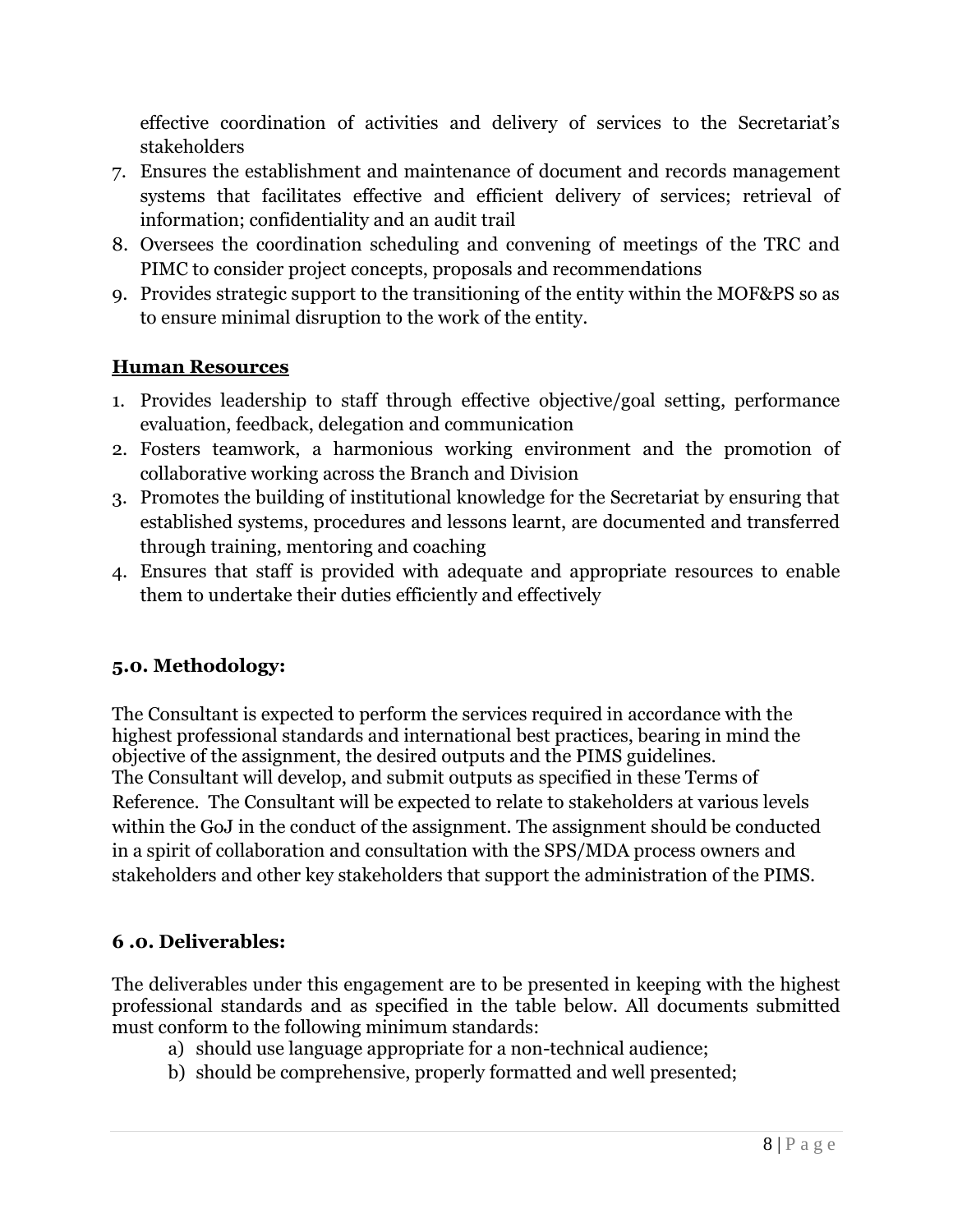effective coordination of activities and delivery of services to the Secretariat's stakeholders

7. Ensures the establishment and maintenance of document and records management systems that facilitates effective and efficient delivery of services; retrieval of information; confidentiality and an audit trail
8. Oversees the coordination scheduling and convening of meetings of the TRC and PIMC to consider project concepts, proposals and recommendations
9. Provides strategic support to the transitioning of the entity within the MOF&PS so as to ensure minimal disruption to the work of the entity.

**Human Resources**

1. Provides leadership to staff through effective objective/goal setting, performance evaluation, feedback, delegation and communication
2. Fosters teamwork, a harmonious working environment and the promotion of collaborative working across the Branch and Division
3. Promotes the building of institutional knowledge for the Secretariat by ensuring that established systems, procedures and lessons learnt, are documented and transferred through training, mentoring and coaching
4. Ensures that staff is provided with adequate and appropriate resources to enable them to undertake their duties efficiently and effectively

### 5.0. Methodology:

The Consultant is expected to perform the services required in accordance with the highest professional standards and international best practices, bearing in mind the objective of the assignment, the desired outputs and the PIMS guidelines.
The Consultant will develop, and submit outputs as specified in these Terms of Reference. The Consultant will be expected to relate to stakeholders at various levels within the GoJ in the conduct of the assignment. The assignment should be conducted in a spirit of collaboration and consultation with the SPS/MDA process owners and stakeholders and other key stakeholders that support the administration of the PIMS.

### 6 .0. Deliverables:

The deliverables under this engagement are to be presented in keeping with the highest professional standards and as specified in the table below. All documents submitted must conform to the following minimum standards:

a) should use language appropriate for a non-technical audience;
b) should be comprehensive, properly formatted and well presented;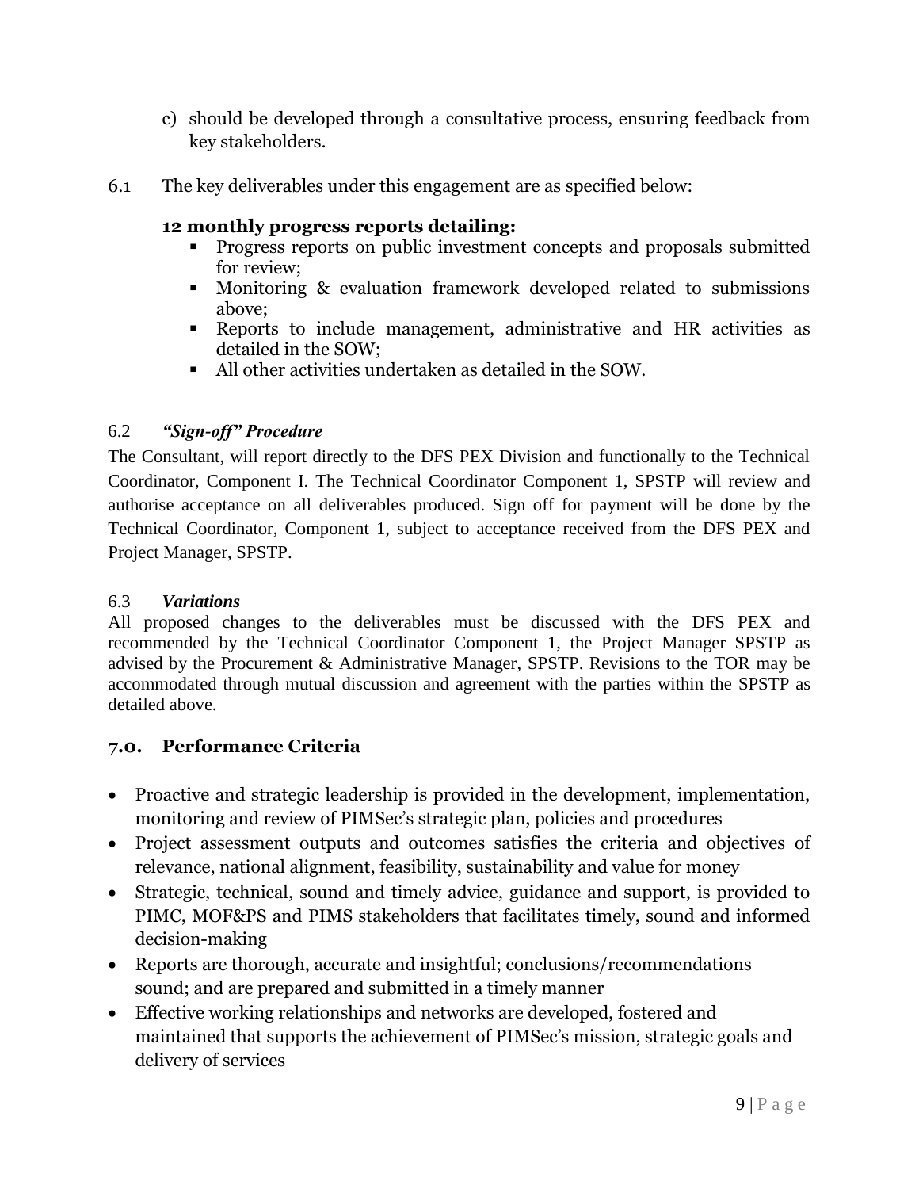c) should be developed through a consultative process, ensuring feedback from key stakeholders.

6.1 The key deliverables under this engagement are as specified below:

**12 monthly progress reports detailing:**

- Progress reports on public investment concepts and proposals submitted for review;
- Monitoring & evaluation framework developed related to submissions above;
- Reports to include management, administrative and HR activities as detailed in the SOW;
- All other activities undertaken as detailed in the SOW.

6.2 ***"Sign-off" Procedure***

The Consultant, will report directly to the DFS PEX Division and functionally to the Technical Coordinator, Component I. The Technical Coordinator Component 1, SPSTP will review and authorise acceptance on all deliverables produced. Sign off for payment will be done by the Technical Coordinator, Component 1, subject to acceptance received from the DFS PEX and Project Manager, SPSTP.

6.3 ***Variations***

All proposed changes to the deliverables must be discussed with the DFS PEX and recommended by the Technical Coordinator Component 1, the Project Manager SPSTP as advised by the Procurement & Administrative Manager, SPSTP. Revisions to the TOR may be accommodated through mutual discussion and agreement with the parties within the SPSTP as detailed above.

## 7.0. Performance Criteria

- Proactive and strategic leadership is provided in the development, implementation, monitoring and review of PIMSec's strategic plan, policies and procedures
- Project assessment outputs and outcomes satisfies the criteria and objectives of relevance, national alignment, feasibility, sustainability and value for money
- Strategic, technical, sound and timely advice, guidance and support, is provided to PIMC, MOF&PS and PIMS stakeholders that facilitates timely, sound and informed decision-making
- Reports are thorough, accurate and insightful; conclusions/recommendations sound; and are prepared and submitted in a timely manner
- Effective working relationships and networks are developed, fostered and maintained that supports the achievement of PIMSec's mission, strategic goals and delivery of services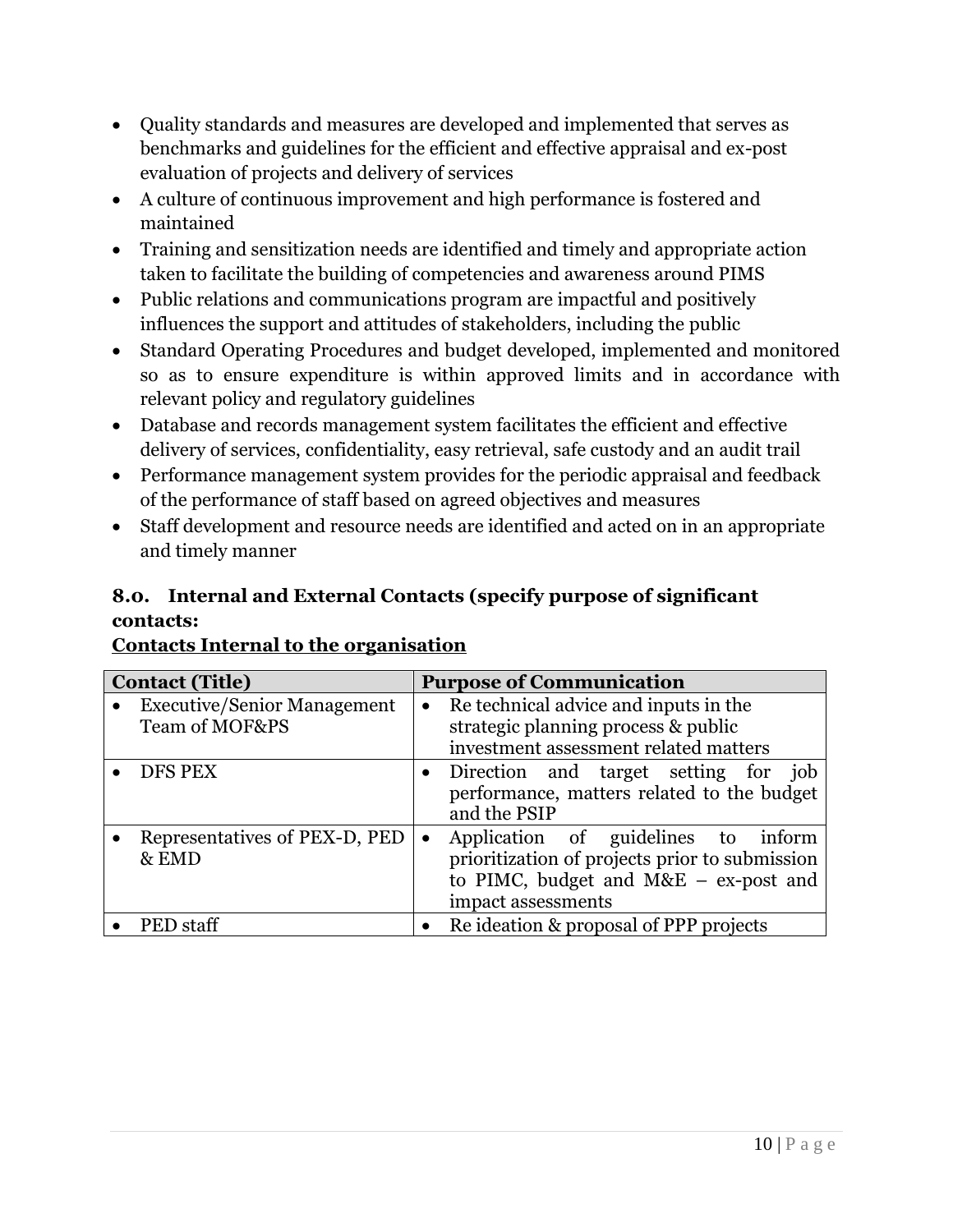- Quality standards and measures are developed and implemented that serves as benchmarks and guidelines for the efficient and effective appraisal and ex-post evaluation of projects and delivery of services
- A culture of continuous improvement and high performance is fostered and maintained
- Training and sensitization needs are identified and timely and appropriate action taken to facilitate the building of competencies and awareness around PIMS
- Public relations and communications program are impactful and positively influences the support and attitudes of stakeholders, including the public
- Standard Operating Procedures and budget developed, implemented and monitored so as to ensure expenditure is within approved limits and in accordance with relevant policy and regulatory guidelines
- Database and records management system facilitates the efficient and effective delivery of services, confidentiality, easy retrieval, safe custody and an audit trail
- Performance management system provides for the periodic appraisal and feedback of the performance of staff based on agreed objectives and measures
- Staff development and resource needs are identified and acted on in an appropriate and timely manner

## 8.0. Internal and External Contacts (specify purpose of significant contacts:

**Contacts Internal to the organisation**

| Contact (Title) | Purpose of Communication |
|---|---|
| • Executive/Senior Management Team of MOF&PS | • Re technical advice and inputs in the strategic planning process & public investment assessment related matters |
| • DFS PEX | • Direction and target setting for job performance, matters related to the budget and the PSIP |
| • Representatives of PEX-D, PED & EMD | • Application of guidelines to inform prioritization of projects prior to submission to PIMC, budget and M&E – ex-post and impact assessments |
| • PED staff | • Re ideation & proposal of PPP projects |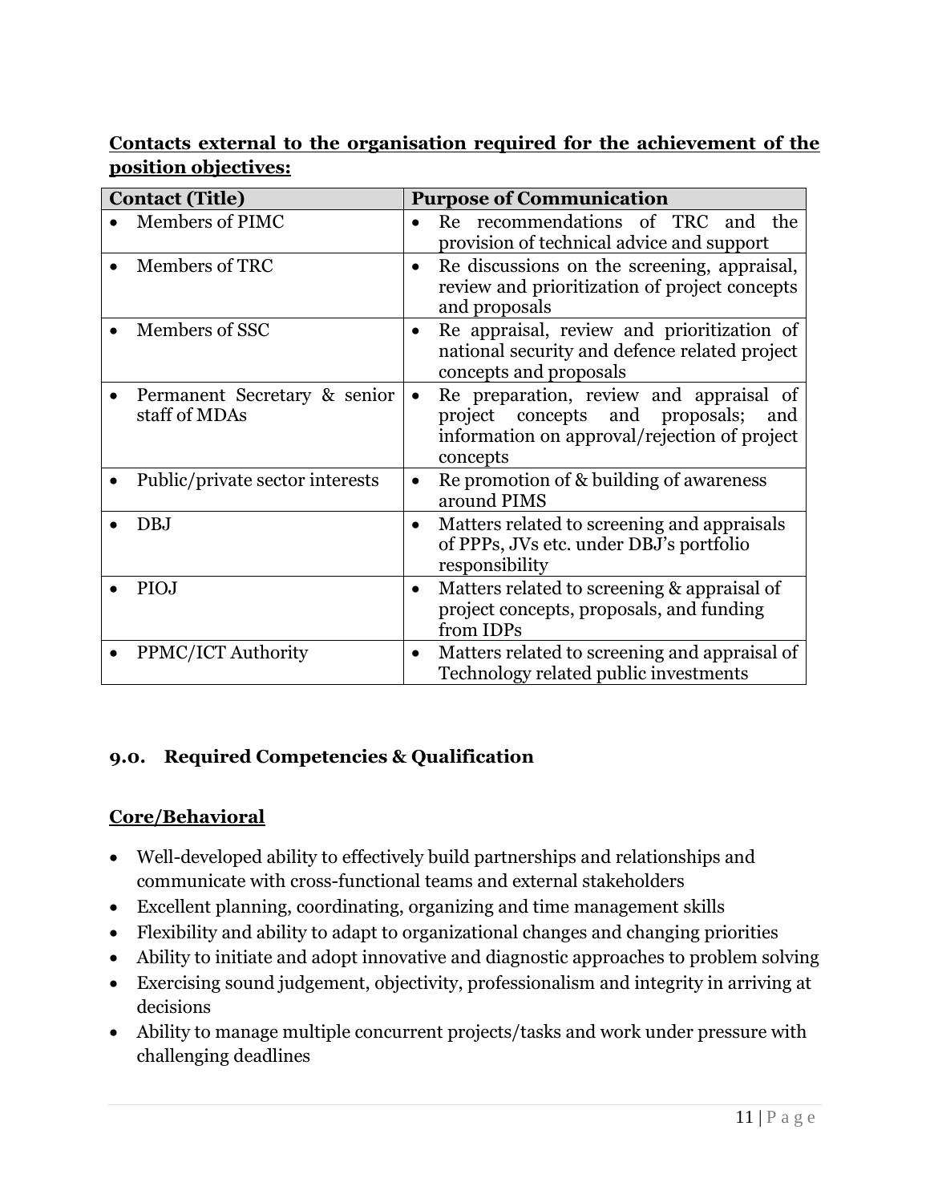**Contacts external to the organisation required for the achievement of the position objectives:**

| Contact (Title) | Purpose of Communication |
|---|---|
| • Members of PIMC | • Re recommendations of TRC and the provision of technical advice and support |
| • Members of TRC | • Re discussions on the screening, appraisal, review and prioritization of project concepts and proposals |
| • Members of SSC | • Re appraisal, review and prioritization of national security and defence related project concepts and proposals |
| • Permanent Secretary & senior staff of MDAs | • Re preparation, review and appraisal of project concepts and proposals; and information on approval/rejection of project concepts |
| • Public/private sector interests | • Re promotion of & building of awareness around PIMS |
| • DBJ | • Matters related to screening and appraisals of PPPs, JVs etc. under DBJ's portfolio responsibility |
| • PIOJ | • Matters related to screening & appraisal of project concepts, proposals, and funding from IDPs |
| • PPMC/ICT Authority | • Matters related to screening and appraisal of Technology related public investments |

### 9.0. Required Competencies & Qualification

**Core/Behavioral**

- Well-developed ability to effectively build partnerships and relationships and communicate with cross-functional teams and external stakeholders
- Excellent planning, coordinating, organizing and time management skills
- Flexibility and ability to adapt to organizational changes and changing priorities
- Ability to initiate and adopt innovative and diagnostic approaches to problem solving
- Exercising sound judgement, objectivity, professionalism and integrity in arriving at decisions
- Ability to manage multiple concurrent projects/tasks and work under pressure with challenging deadlines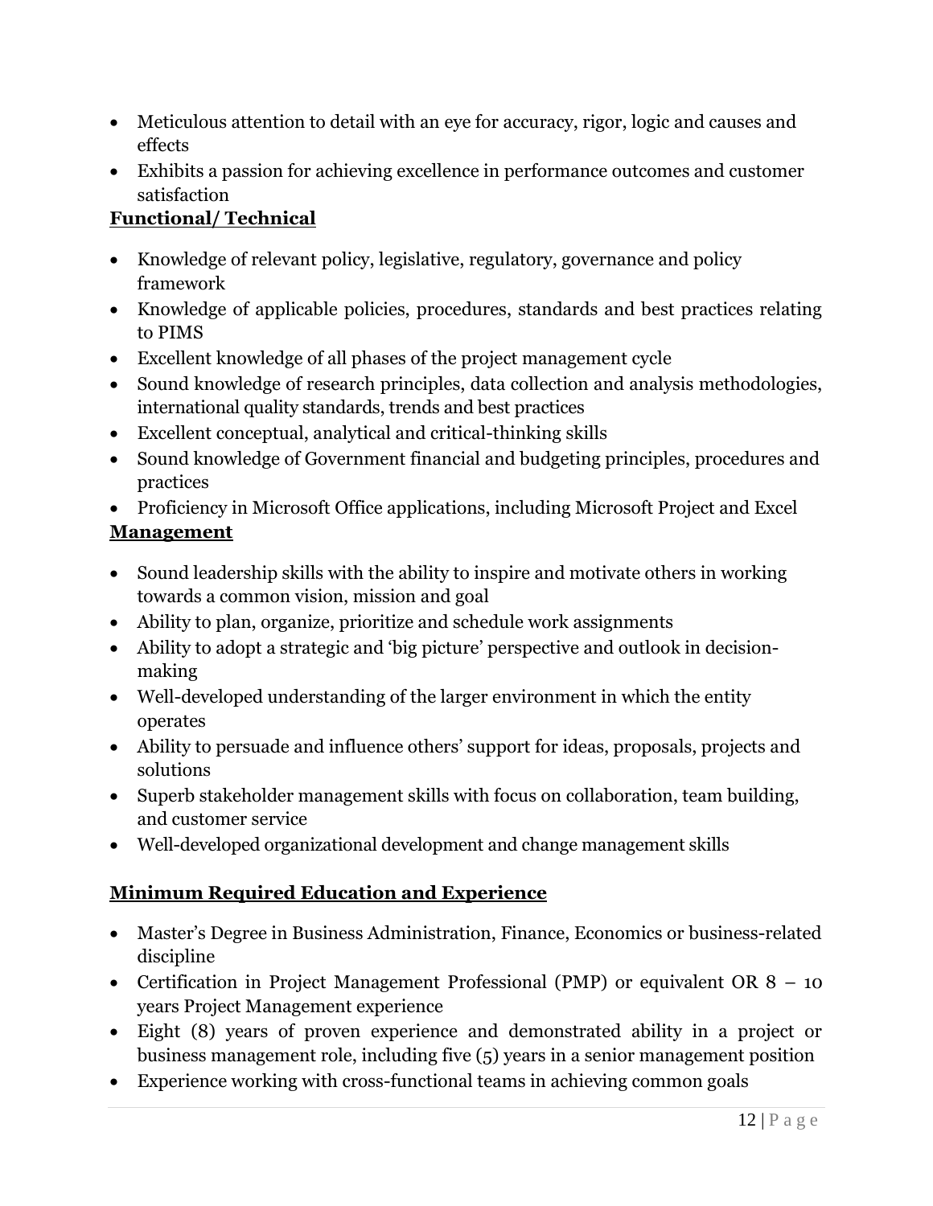- Meticulous attention to detail with an eye for accuracy, rigor, logic and causes and effects
- Exhibits a passion for achieving excellence in performance outcomes and customer satisfaction

**Functional/ Technical**

- Knowledge of relevant policy, legislative, regulatory, governance and policy framework
- Knowledge of applicable policies, procedures, standards and best practices relating to PIMS
- Excellent knowledge of all phases of the project management cycle
- Sound knowledge of research principles, data collection and analysis methodologies, international quality standards, trends and best practices
- Excellent conceptual, analytical and critical-thinking skills
- Sound knowledge of Government financial and budgeting principles, procedures and practices
- Proficiency in Microsoft Office applications, including Microsoft Project and Excel

**Management**

- Sound leadership skills with the ability to inspire and motivate others in working towards a common vision, mission and goal
- Ability to plan, organize, prioritize and schedule work assignments
- Ability to adopt a strategic and 'big picture' perspective and outlook in decision-making
- Well-developed understanding of the larger environment in which the entity operates
- Ability to persuade and influence others' support for ideas, proposals, projects and solutions
- Superb stakeholder management skills with focus on collaboration, team building, and customer service
- Well-developed organizational development and change management skills

**Minimum Required Education and Experience**

- Master's Degree in Business Administration, Finance, Economics or business-related discipline
- Certification in Project Management Professional (PMP) or equivalent OR 8 – 10 years Project Management experience
- Eight (8) years of proven experience and demonstrated ability in a project or business management role, including five (5) years in a senior management position
- Experience working with cross-functional teams in achieving common goals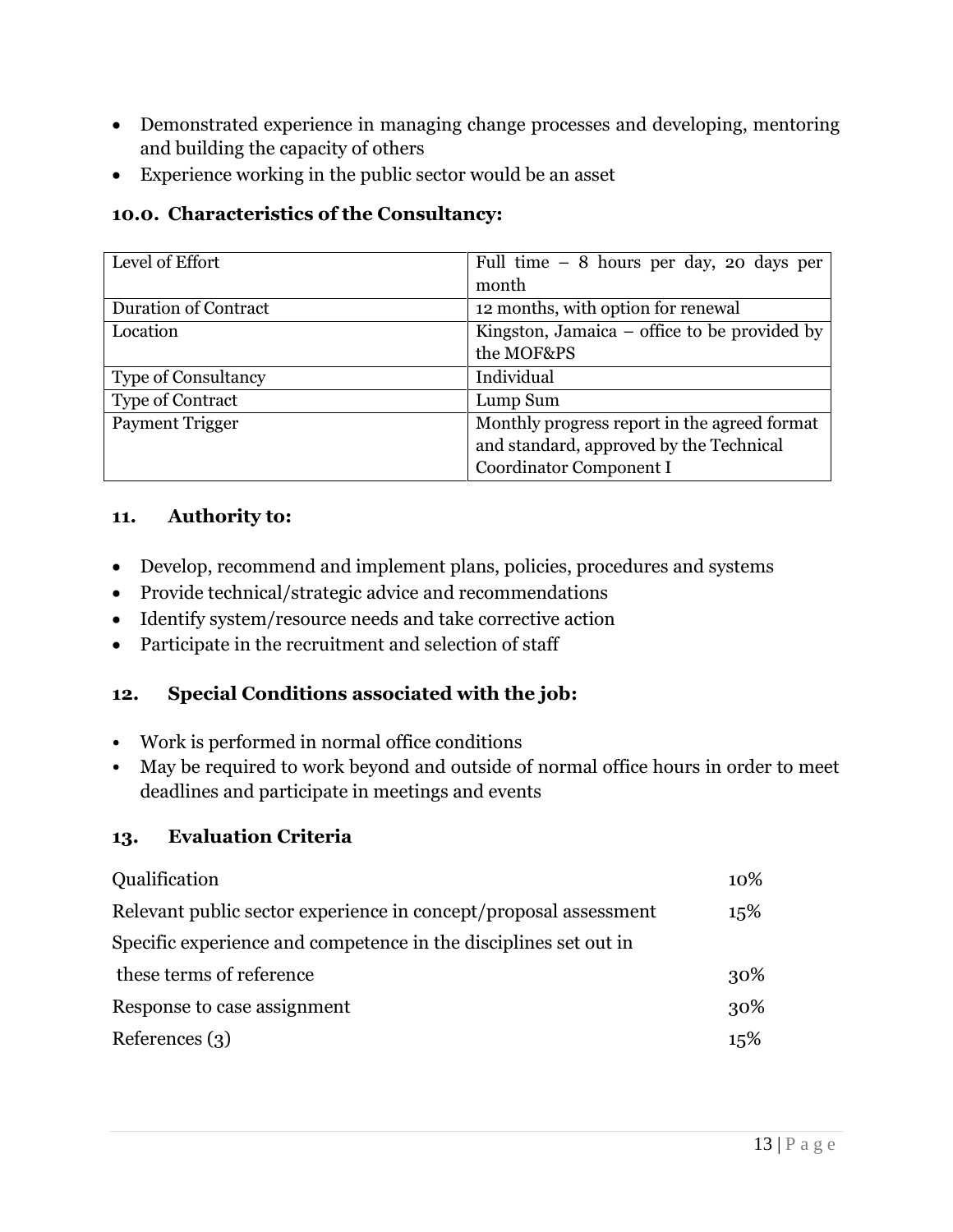- Demonstrated experience in managing change processes and developing, mentoring and building the capacity of others
- Experience working in the public sector would be an asset

### 10.0. Characteristics of the Consultancy:

| | |
|---|---|
| Level of Effort | Full time – 8 hours per day, 20 days per month |
| Duration of Contract | 12 months, with option for renewal |
| Location | Kingston, Jamaica – office to be provided by the MOF&PS |
| Type of Consultancy | Individual |
| Type of Contract | Lump Sum |
| Payment Trigger | Monthly progress report in the agreed format and standard, approved by the Technical Coordinator Component I |

### 11. Authority to:

- Develop, recommend and implement plans, policies, procedures and systems
- Provide technical/strategic advice and recommendations
- Identify system/resource needs and take corrective action
- Participate in the recruitment and selection of staff

### 12. Special Conditions associated with the job:

- Work is performed in normal office conditions
- May be required to work beyond and outside of normal office hours in order to meet deadlines and participate in meetings and events

### 13. Evaluation Criteria

| | |
|---|---|
| Qualification | 10% |
| Relevant public sector experience in concept/proposal assessment | 15% |
| Specific experience and competence in the disciplines set out in these terms of reference | 30% |
| Response to case assignment | 30% |
| References (3) | 15% |